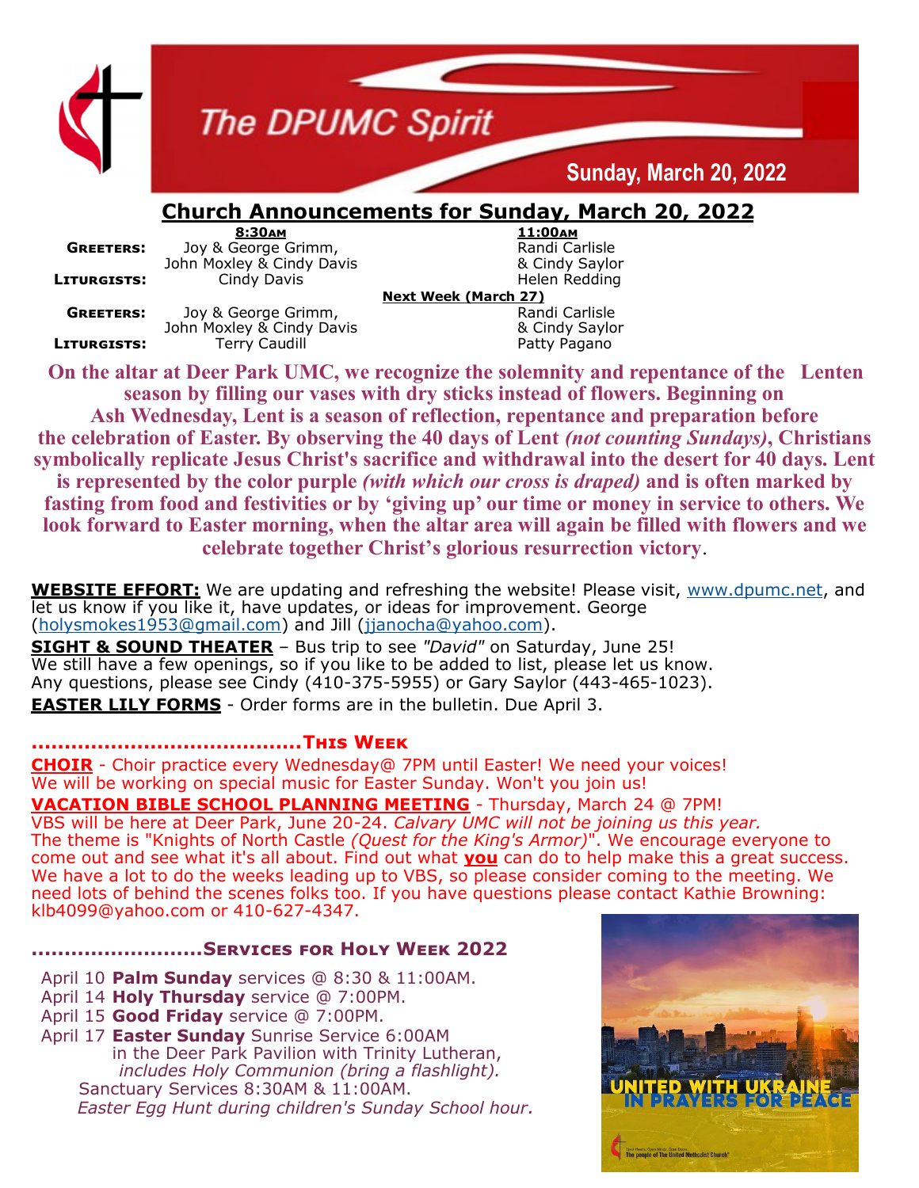# The DPUMC Spirit

**Sunday, March 20, 2022**

## Church Announcements for Sunday, March 20, 2022

| | 8:30AM | 11:00AM |
|---|---|---|
| **GREETERS:** | Joy & George Grimm, John Moxley & Cindy Davis | Randi Carlisle & Cindy Saylor |
| **LITURGISTS:** | Cindy Davis | Helen Redding |
| | **Next Week (March 27)** | |
| **GREETERS:** | Joy & George Grimm, John Moxley & Cindy Davis | Randi Carlisle & Cindy Saylor |
| **LITURGISTS:** | Terry Caudill | Patty Pagano |

**On the altar at Deer Park UMC, we recognize the solemnity and repentance of the Lenten season by filling our vases with dry sticks instead of flowers. Beginning on Ash Wednesday, Lent is a season of reflection, repentance and preparation before the celebration of Easter. By observing the 40 days of Lent *(not counting Sundays)*, Christians symbolically replicate Jesus Christ's sacrifice and withdrawal into the desert for 40 days. Lent is represented by the color purple *(with which our cross is draped)* and is often marked by fasting from food and festivities or by 'giving up' our time or money in service to others. We look forward to Easter morning, when the altar area will again be filled with flowers and we celebrate together Christ's glorious resurrection victory**.

**WEBSITE EFFORT:** We are updating and refreshing the website! Please visit, www.dpumc.net, and let us know if you like it, have updates, or ideas for improvement. George (holysmokes1953@gmail.com) and Jill (jjanocha@yahoo.com).

**SIGHT & SOUND THEATER** – Bus trip to see *"David"* on Saturday, June 25! We still have a few openings, so if you like to be added to list, please let us know. Any questions, please see Cindy (410-375-5955) or Gary Saylor (443-465-1023).

**EASTER LILY FORMS** - Order forms are in the bulletin. Due April 3.

### ........................................This Week

**CHOIR** - Choir practice every Wednesday@ 7PM until Easter! We need your voices! We will be working on special music for Easter Sunday. Won't you join us!

**VACATION BIBLE SCHOOL PLANNING MEETING** - Thursday, March 24 @ 7PM! VBS will be here at Deer Park, June 20-24. *Calvary UMC will not be joining us this year.* The theme is "Knights of North Castle *(Quest for the King's Armor)*". We encourage everyone to come out and see what it's all about. Find out what **you** can do to help make this a great success. We have a lot to do the weeks leading up to VBS, so please consider coming to the meeting. We need lots of behind the scenes folks too. If you have questions please contact Kathie Browning: klb4099@yahoo.com or 410-627-4347.

### ..........................Services for Holy Week 2022

April 10 **Palm Sunday** services @ 8:30 & 11:00AM.
April 14 **Holy Thursday** service @ 7:00PM.
April 15 **Good Friday** service @ 7:00PM.
April 17 **Easter Sunday** Sunrise Service 6:00AM in the Deer Park Pavilion with Trinity Lutheran, *includes Holy Communion (bring a flashlight).*
Sanctuary Services 8:30AM & 11:00AM.
*Easter Egg Hunt during children's Sunday School hour.*

UNITED WITH UKRAINE IN PRAYERS FOR PEACE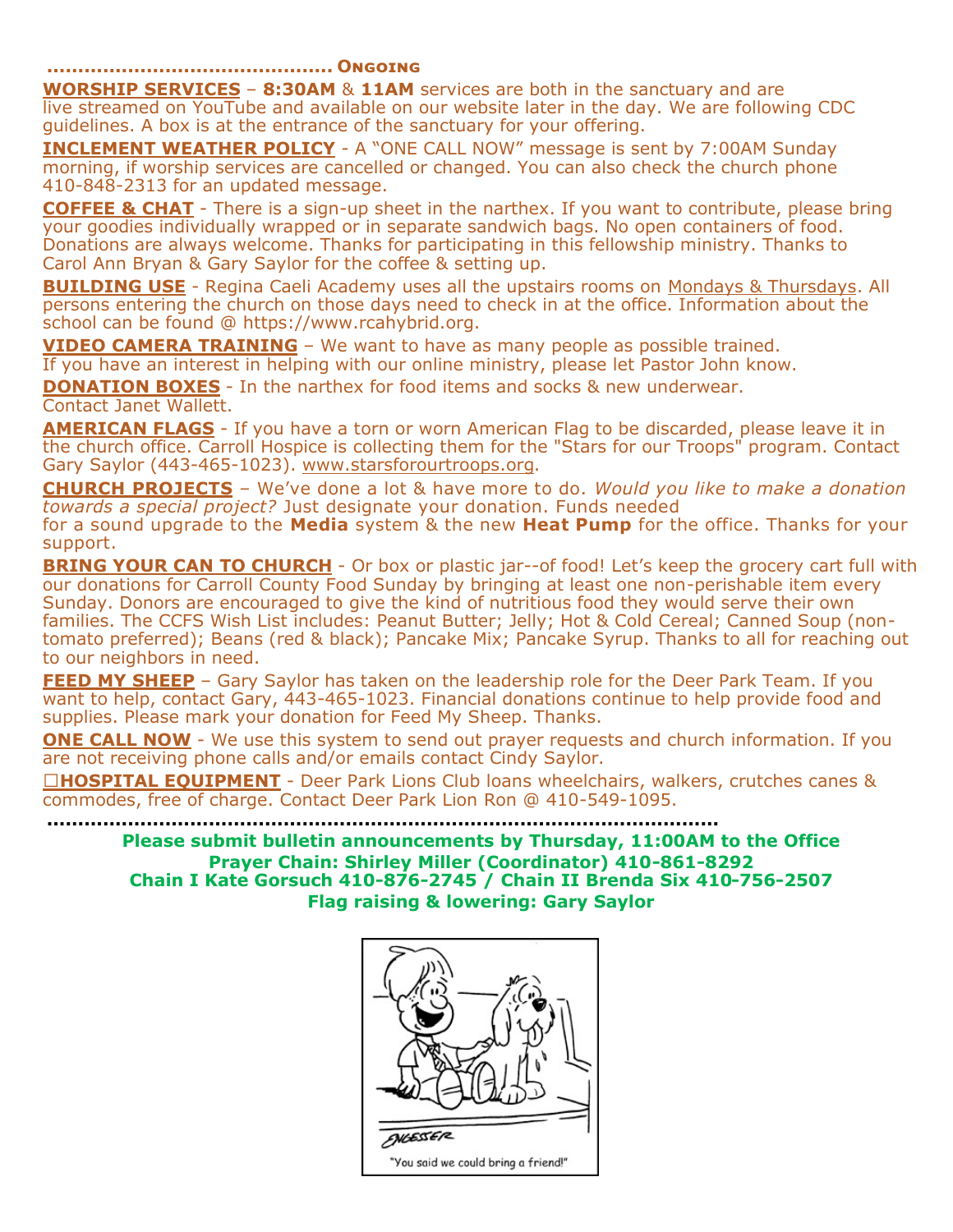**............................................. Ongoing**

**WORSHIP SERVICES** – **8:30AM** & **11AM** services are both in the sanctuary and are live streamed on YouTube and available on our website later in the day. We are following CDC guidelines. A box is at the entrance of the sanctuary for your offering.

**INCLEMENT WEATHER POLICY** - A "ONE CALL NOW" message is sent by 7:00AM Sunday morning, if worship services are cancelled or changed. You can also check the church phone 410-848-2313 for an updated message.

**COFFEE & CHAT** - There is a sign-up sheet in the narthex. If you want to contribute, please bring your goodies individually wrapped or in separate sandwich bags. No open containers of food. Donations are always welcome. Thanks for participating in this fellowship ministry. Thanks to Carol Ann Bryan & Gary Saylor for the coffee & setting up.

**BUILDING USE** - Regina Caeli Academy uses all the upstairs rooms on Mondays & Thursdays. All persons entering the church on those days need to check in at the office. Information about the school can be found @ https://www.rcahybrid.org.

**VIDEO CAMERA TRAINING** – We want to have as many people as possible trained. If you have an interest in helping with our online ministry, please let Pastor John know.

**DONATION BOXES** - In the narthex for food items and socks & new underwear. Contact Janet Wallett.

**AMERICAN FLAGS** - If you have a torn or worn American Flag to be discarded, please leave it in the church office. Carroll Hospice is collecting them for the "Stars for our Troops" program. Contact Gary Saylor (443-465-1023). www.starsforourtroops.org.

**CHURCH PROJECTS** – We've done a lot & have more to do. *Would you like to make a donation towards a special project?* Just designate your donation. Funds needed for a sound upgrade to the **Media** system & the new **Heat Pump** for the office. Thanks for your support.

**BRING YOUR CAN TO CHURCH** - Or box or plastic jar--of food! Let's keep the grocery cart full with our donations for Carroll County Food Sunday by bringing at least one non-perishable item every Sunday. Donors are encouraged to give the kind of nutritious food they would serve their own families. The CCFS Wish List includes: Peanut Butter; Jelly; Hot & Cold Cereal; Canned Soup (non-tomato preferred); Beans (red & black); Pancake Mix; Pancake Syrup. Thanks to all for reaching out to our neighbors in need.

**FEED MY SHEEP** – Gary Saylor has taken on the leadership role for the Deer Park Team. If you want to help, contact Gary, 443-465-1023. Financial donations continue to help provide food and supplies. Please mark your donation for Feed My Sheep. Thanks.

**ONE CALL NOW** - We use this system to send out prayer requests and church information. If you are not receiving phone calls and/or emails contact Cindy Saylor.

☐**HOSPITAL EQUIPMENT** - Deer Park Lions Club loans wheelchairs, walkers, crutches canes & commodes, free of charge. Contact Deer Park Lion Ron @ 410-549-1095.

**Please submit bulletin announcements by Thursday, 11:00AM to the Office**
**Prayer Chain: Shirley Miller (Coordinator) 410-861-8292**
**Chain I Kate Gorsuch 410-876-2745 / Chain II Brenda Six 410-756-2507**
**Flag raising & lowering: Gary Saylor**

"You said we could bring a friend!"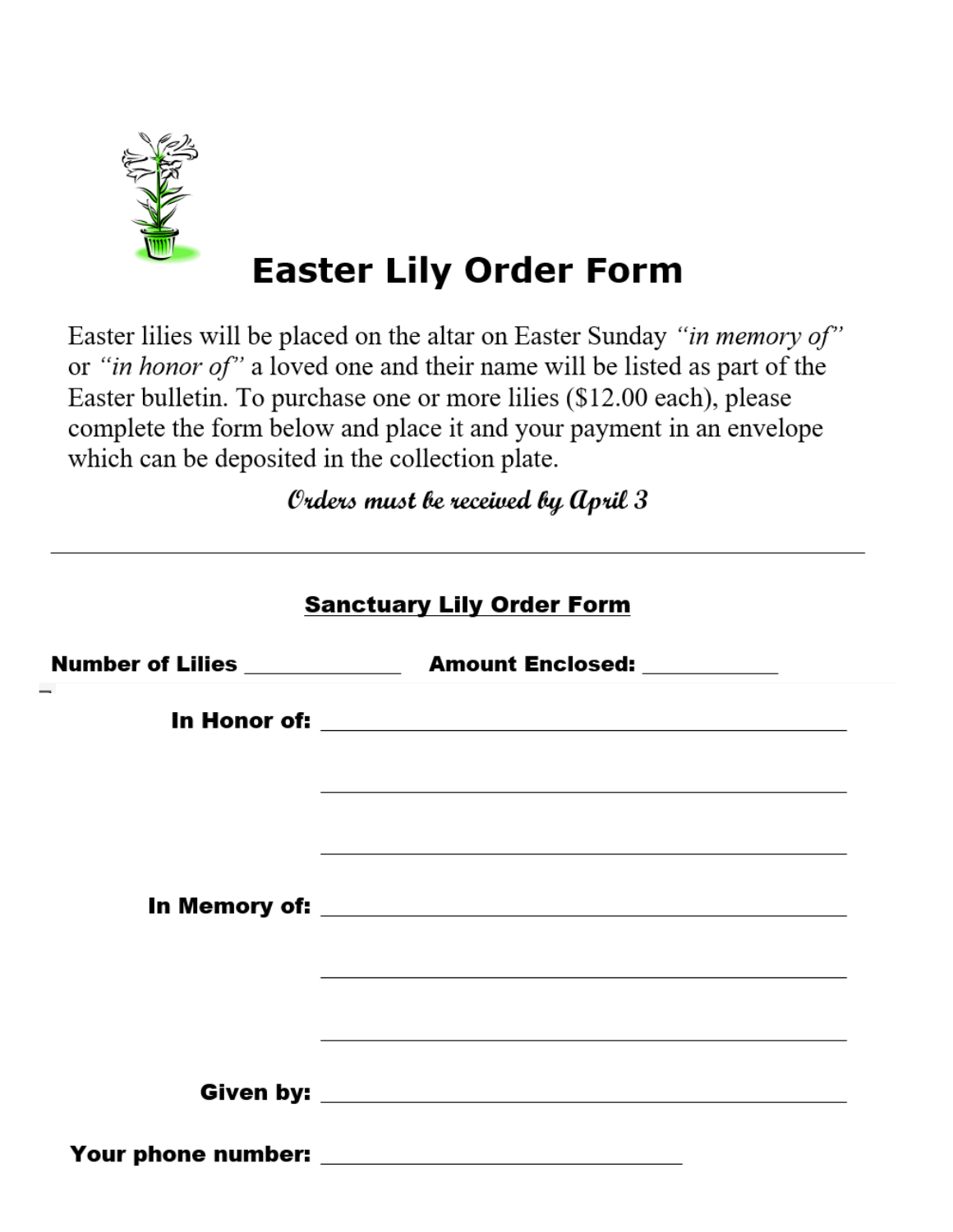# Easter Lily Order Form

Easter lilies will be placed on the altar on Easter Sunday *"in memory of"* or *"in honor of"* a loved one and their name will be listed as part of the Easter bulletin. To purchase one or more lilies ($12.00 each), please complete the form below and place it and your payment in an envelope which can be deposited in the collection plate.

*Orders must be received by April 3*

---

## Sanctuary Lily Order Form

**Number of Lilies** ______________ **Amount Enclosed:** ____________

**In Honor of:** ______________________________________________

______________________________________________

______________________________________________

**In Memory of:** ______________________________________________

______________________________________________

______________________________________________

**Given by:** ______________________________________________

**Your phone number:** _________________________________